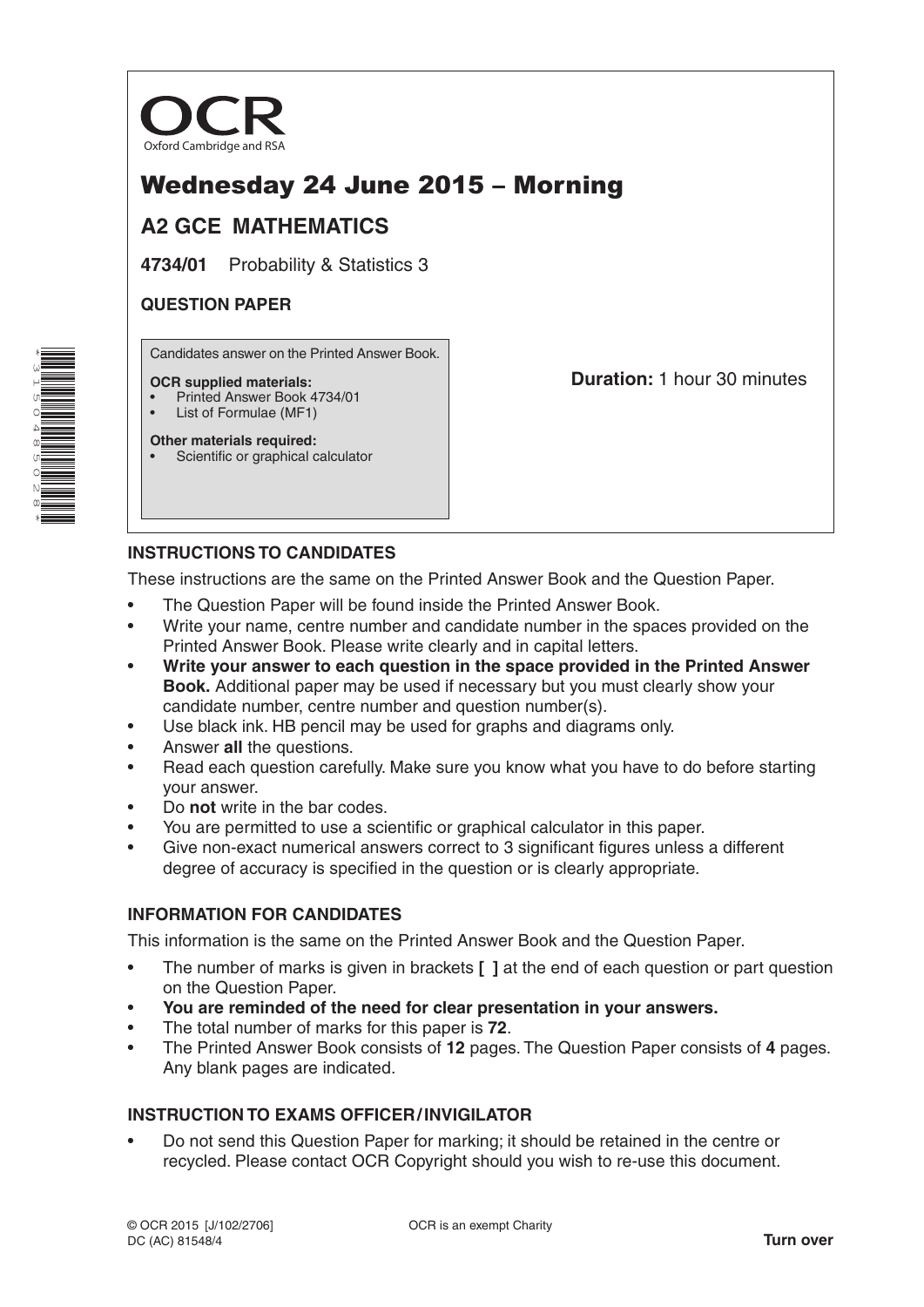OCR
Oxford Cambridge and RSA

# Wednesday 24 June 2015 – Morning

## A2 GCE MATHEMATICS

**4734/01** Probability & Statistics 3

**QUESTION PAPER**

Candidates answer on the Printed Answer Book.

**OCR supplied materials:**
- Printed Answer Book 4734/01
- List of Formulae (MF1)

**Other materials required:**
- Scientific or graphical calculator

**Duration:** 1 hour 30 minutes

### INSTRUCTIONS TO CANDIDATES

These instructions are the same on the Printed Answer Book and the Question Paper.

- The Question Paper will be found inside the Printed Answer Book.
- Write your name, centre number and candidate number in the spaces provided on the Printed Answer Book. Please write clearly and in capital letters.
- **Write your answer to each question in the space provided in the Printed Answer Book.** Additional paper may be used if necessary but you must clearly show your candidate number, centre number and question number(s).
- Use black ink. HB pencil may be used for graphs and diagrams only.
- Answer **all** the questions.
- Read each question carefully. Make sure you know what you have to do before starting your answer.
- Do **not** write in the bar codes.
- You are permitted to use a scientific or graphical calculator in this paper.
- Give non-exact numerical answers correct to 3 significant figures unless a different degree of accuracy is specified in the question or is clearly appropriate.

### INFORMATION FOR CANDIDATES

This information is the same on the Printed Answer Book and the Question Paper.

- The number of marks is given in brackets **[ ]** at the end of each question or part question on the Question Paper.
- **You are reminded of the need for clear presentation in your answers.**
- The total number of marks for this paper is **72**.
- The Printed Answer Book consists of **12** pages. The Question Paper consists of **4** pages. Any blank pages are indicated.

### INSTRUCTION TO EXAMS OFFICER / INVIGILATOR

- Do not send this Question Paper for marking; it should be retained in the centre or recycled. Please contact OCR Copyright should you wish to re-use this document.

© OCR 2015 [J/102/2706]
DC (AC) 81548/4

OCR is an exempt Charity

**Turn over**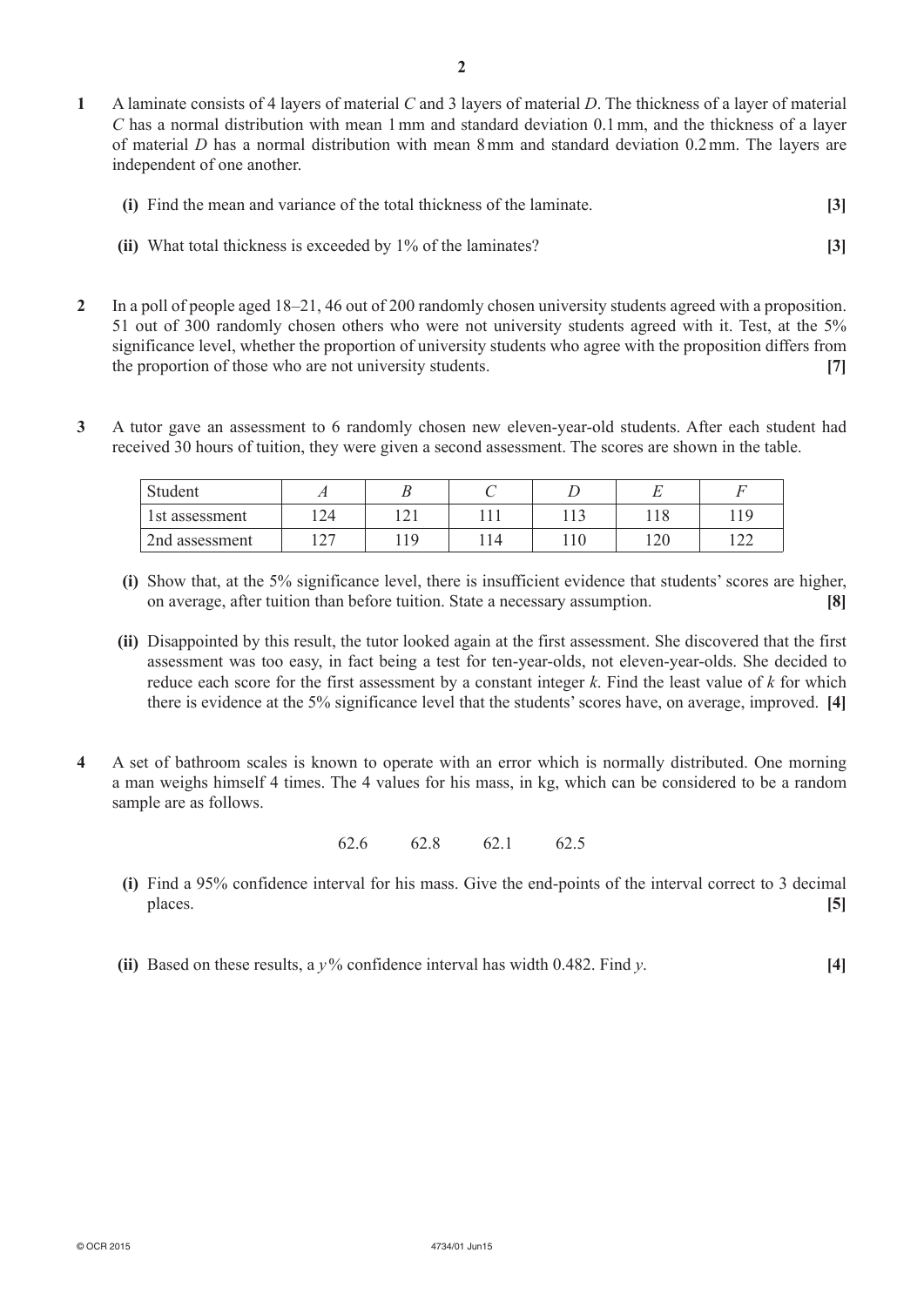**1** A laminate consists of 4 layers of material $C$ and 3 layers of material $D$. The thickness of a layer of material $C$ has a normal distribution with mean 1 mm and standard deviation 0.1 mm, and the thickness of a layer of material $D$ has a normal distribution with mean 8 mm and standard deviation 0.2 mm. The layers are independent of one another.

**(i)** Find the mean and variance of the total thickness of the laminate. **[3]**

**(ii)** What total thickness is exceeded by 1% of the laminates? **[3]**

**2** In a poll of people aged 18–21, 46 out of 200 randomly chosen university students agreed with a proposition. 51 out of 300 randomly chosen others who were not university students agreed with it. Test, at the 5% significance level, whether the proportion of university students who agree with the proposition differs from the proportion of those who are not university students. **[7]**

**3** A tutor gave an assessment to 6 randomly chosen new eleven-year-old students. After each student had received 30 hours of tuition, they were given a second assessment. The scores are shown in the table.

| Student | $A$ | $B$ | $C$ | $D$ | $E$ | $F$ |
|---|---|---|---|---|---|---|
| 1st assessment | 124 | 121 | 111 | 113 | 118 | 119 |
| 2nd assessment | 127 | 119 | 114 | 110 | 120 | 122 |

**(i)** Show that, at the 5% significance level, there is insufficient evidence that students' scores are higher, on average, after tuition than before tuition. State a necessary assumption. **[8]**

**(ii)** Disappointed by this result, the tutor looked again at the first assessment. She discovered that the first assessment was too easy, in fact being a test for ten-year-olds, not eleven-year-olds. She decided to reduce each score for the first assessment by a constant integer $k$. Find the least value of $k$ for which there is evidence at the 5% significance level that the students' scores have, on average, improved. **[4]**

**4** A set of bathroom scales is known to operate with an error which is normally distributed. One morning a man weighs himself 4 times. The 4 values for his mass, in kg, which can be considered to be a random sample are as follows.

62.6 62.8 62.1 62.5

**(i)** Find a 95% confidence interval for his mass. Give the end-points of the interval correct to 3 decimal places. **[5]**

**(ii)** Based on these results, a $y$% confidence interval has width 0.482. Find $y$. **[4]**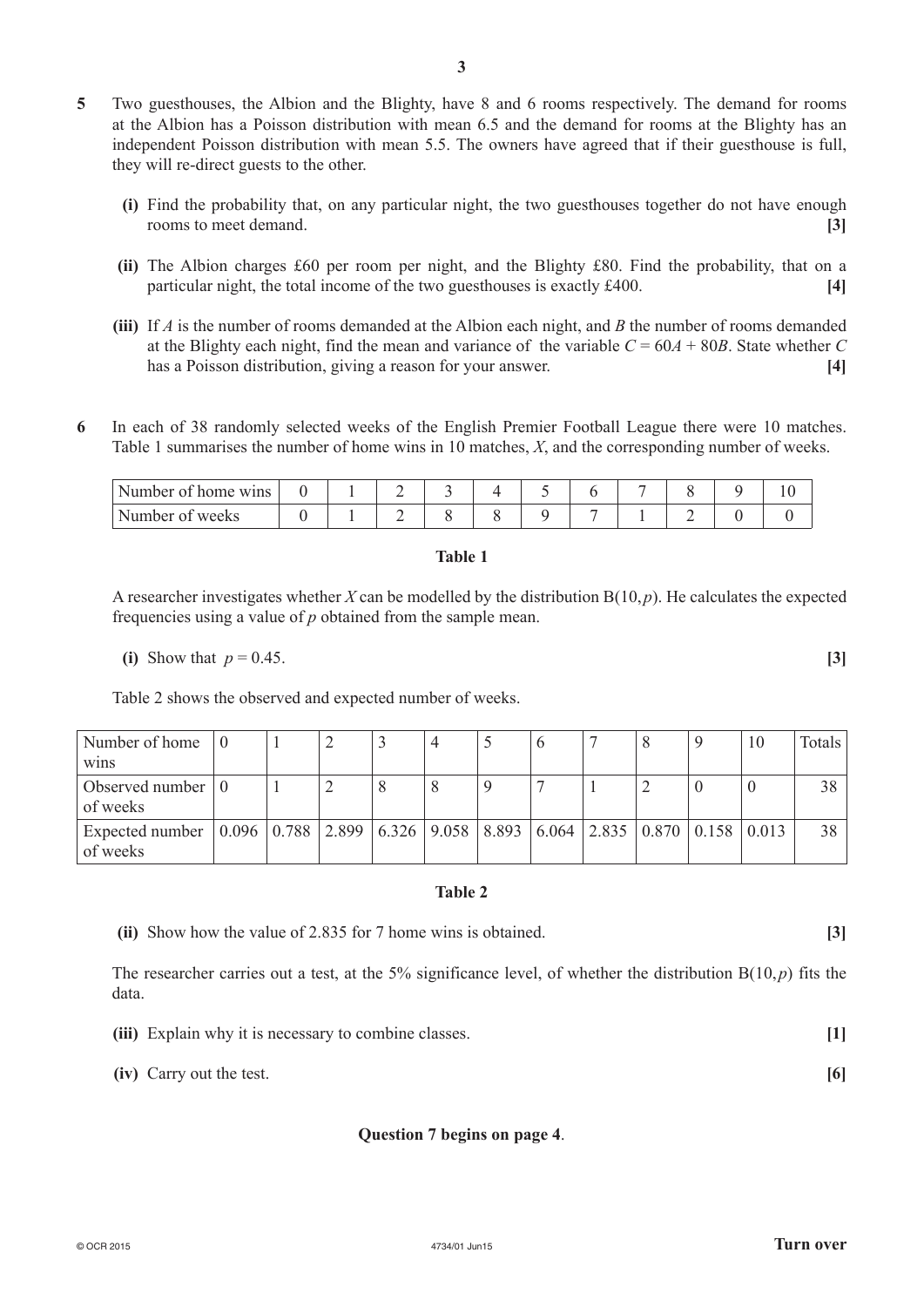**5** Two guesthouses, the Albion and the Blighty, have 8 and 6 rooms respectively. The demand for rooms at the Albion has a Poisson distribution with mean 6.5 and the demand for rooms at the Blighty has an independent Poisson distribution with mean 5.5. The owners have agreed that if their guesthouse is full, they will re-direct guests to the other.

**(i)** Find the probability that, on any particular night, the two guesthouses together do not have enough rooms to meet demand. **[3]**

**(ii)** The Albion charges £60 per room per night, and the Blighty £80. Find the probability, that on a particular night, the total income of the two guesthouses is exactly £400. **[4]**

**(iii)** If $A$ is the number of rooms demanded at the Albion each night, and $B$ the number of rooms demanded at the Blighty each night, find the mean and variance of the variable $C = 60A + 80B$. State whether $C$ has a Poisson distribution, giving a reason for your answer. **[4]**

**6** In each of 38 randomly selected weeks of the English Premier Football League there were 10 matches. Table 1 summarises the number of home wins in 10 matches, $X$, and the corresponding number of weeks.

| Number of home wins | 0 | 1 | 2 | 3 | 4 | 5 | 6 | 7 | 8 | 9 | 10 |
|---|---|---|---|---|---|---|---|---|---|---|---|
| Number of weeks | 0 | 1 | 2 | 8 | 8 | 9 | 7 | 1 | 2 | 0 | 0 |

**Table 1**

A researcher investigates whether $X$ can be modelled by the distribution $B(10, p)$. He calculates the expected frequencies using a value of $p$ obtained from the sample mean.

**(i)** Show that $p = 0.45$. **[3]**

Table 2 shows the observed and expected number of weeks.

| Number of home wins | 0 | 1 | 2 | 3 | 4 | 5 | 6 | 7 | 8 | 9 | 10 | Totals |
|---|---|---|---|---|---|---|---|---|---|---|---|---|
| Observed number of weeks | 0 | 1 | 2 | 8 | 8 | 9 | 7 | 1 | 2 | 0 | 0 | 38 |
| Expected number of weeks | 0.096 | 0.788 | 2.899 | 6.326 | 9.058 | 8.893 | 6.064 | 2.835 | 0.870 | 0.158 | 0.013 | 38 |

**Table 2**

**(ii)** Show how the value of 2.835 for 7 home wins is obtained. **[3]**

The researcher carries out a test, at the 5% significance level, of whether the distribution $B(10, p)$ fits the data.

**(iii)** Explain why it is necessary to combine classes. **[1]**

**(iv)** Carry out the test. **[6]**

**Question 7 begins on page 4**.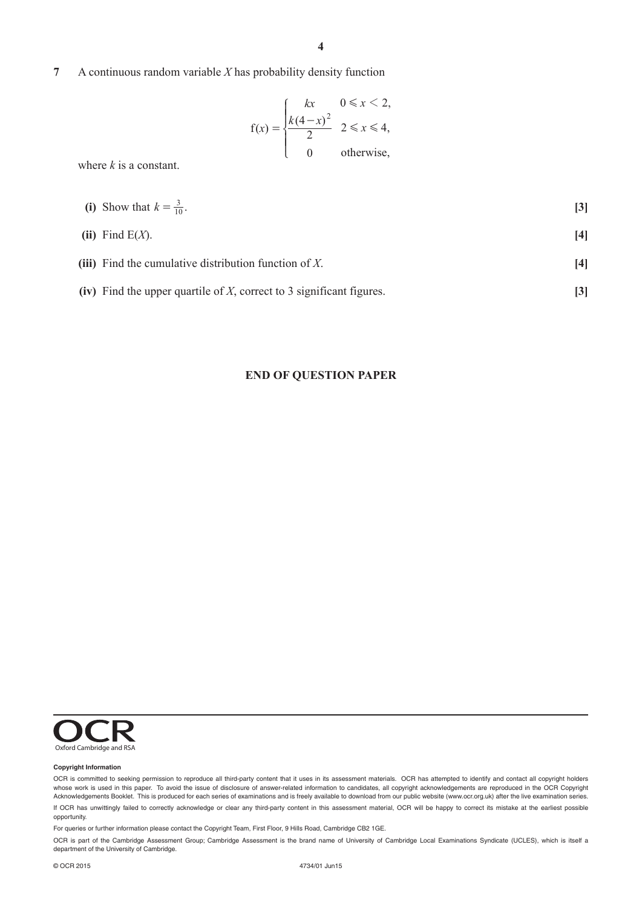**7** A continuous random variable $X$ has probability density function

$$\mathrm{f}(x) = \begin{cases} kx & 0 \leqslant x < 2, \\ \dfrac{k(4-x)^2}{2} & 2 \leqslant x \leqslant 4, \\ 0 & \text{otherwise,} \end{cases}$$

where $k$ is a constant.

**(i)** Show that $k = \frac{3}{10}$. **[3]**

**(ii)** Find $\mathrm{E}(X)$. **[4]**

**(iii)** Find the cumulative distribution function of $X$. **[4]**

**(iv)** Find the upper quartile of $X$, correct to 3 significant figures. **[3]**

**END OF QUESTION PAPER**

**Copyright Information**

OCR is committed to seeking permission to reproduce all third-party content that it uses in its assessment materials. OCR has attempted to identify and contact all copyright holders whose work is used in this paper. To avoid the issue of disclosure of answer-related information to candidates, all copyright acknowledgements are reproduced in the OCR Copyright Acknowledgements Booklet. This is produced for each series of examinations and is freely available to download from our public website (www.ocr.org.uk) after the live examination series.

If OCR has unwittingly failed to correctly acknowledge or clear any third-party content in this assessment material, OCR will be happy to correct its mistake at the earliest possible opportunity.

For queries or further information please contact the Copyright Team, First Floor, 9 Hills Road, Cambridge CB2 1GE.

OCR is part of the Cambridge Assessment Group; Cambridge Assessment is the brand name of University of Cambridge Local Examinations Syndicate (UCLES), which is itself a department of the University of Cambridge.

© OCR 2015 4734/01 Jun15